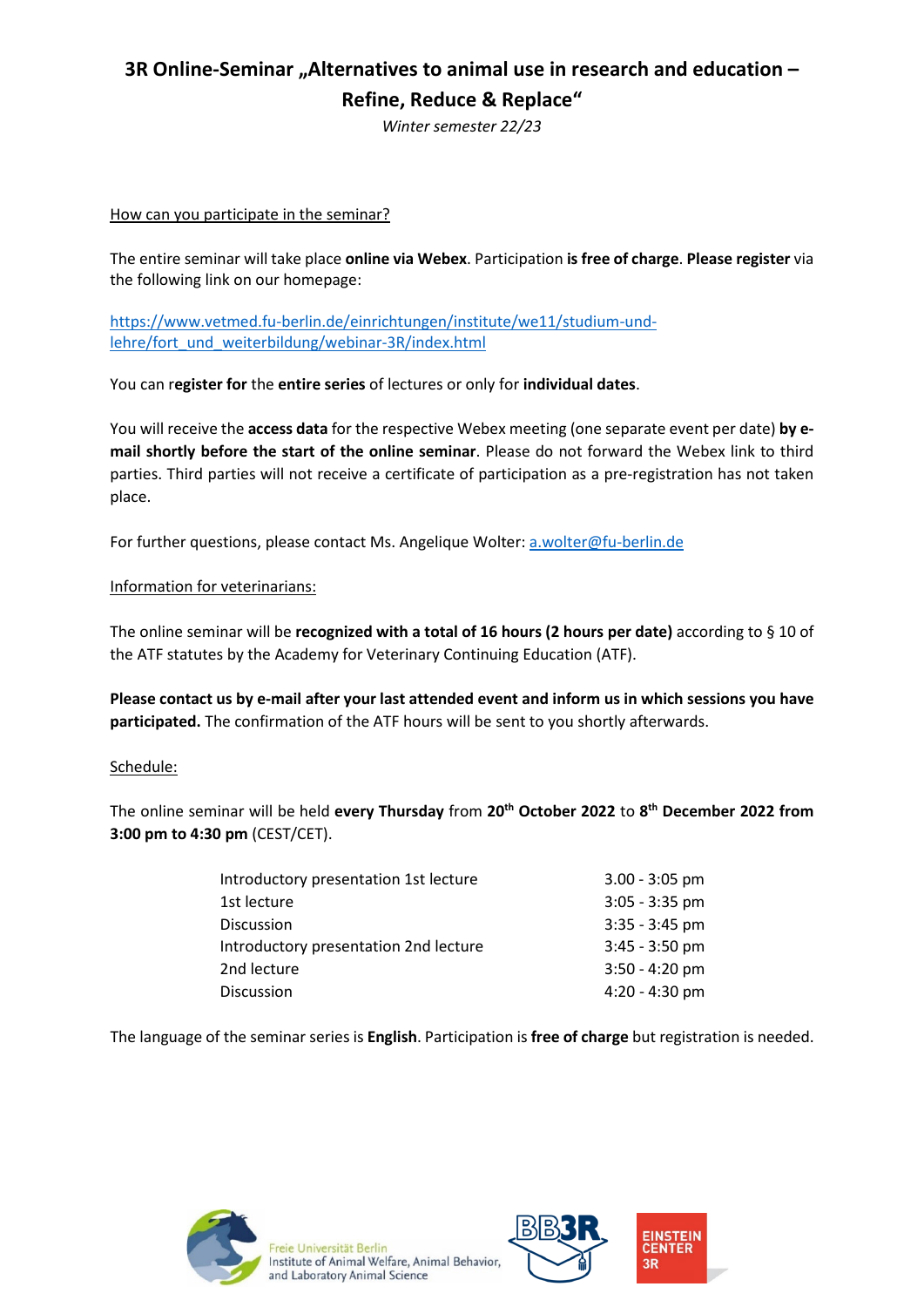# 3R Online-Seminar „Alternatives to animal use in research and education – Refine, Reduce & Replace“

*Winter semester 22/23*

How can you participate in the seminar?

The entire seminar will take place **online via Webex**. Participation **is free of charge**. **Please register** via the following link on our homepage:

https://www.vetmed.fu-berlin.de/einrichtungen/institute/we11/studium-und-lehre/fort_und_weiterbildung/webinar-3R/index.html

You can r**egister for** the **entire series** of lectures or only for **individual dates**.

You will receive the **access data** for the respective Webex meeting (one separate event per date) **by e-mail shortly before the start of the online seminar**. Please do not forward the Webex link to third parties. Third parties will not receive a certificate of participation as a pre-registration has not taken place.

For further questions, please contact Ms. Angelique Wolter: a.wolter@fu-berlin.de

Information for veterinarians:

The online seminar will be **recognized with a total of 16 hours (2 hours per date)** according to § 10 of the ATF statutes by the Academy for Veterinary Continuing Education (ATF).

**Please contact us by e-mail after your last attended event and inform us in which sessions you have participated.** The confirmation of the ATF hours will be sent to you shortly afterwards.

Schedule:

The online seminar will be held **every Thursday** from **20th October 2022** to **8th December 2022 from 3:00 pm to 4:30 pm** (CEST/CET).

| | |
|---|---|
| Introductory presentation 1st lecture | 3.00 - 3:05 pm |
| 1st lecture | 3:05 - 3:35 pm |
| Discussion | 3:35 - 3:45 pm |
| Introductory presentation 2nd lecture | 3:45 - 3:50 pm |
| 2nd lecture | 3:50 - 4:20 pm |
| Discussion | 4:20 - 4:30 pm |

The language of the seminar series is **English**. Participation is **free of charge** but registration is needed.

Freie Universität Berlin
Institute of Animal Welfare, Animal Behavior, and Laboratory Animal Science

BB3R

EINSTEIN CENTER 3R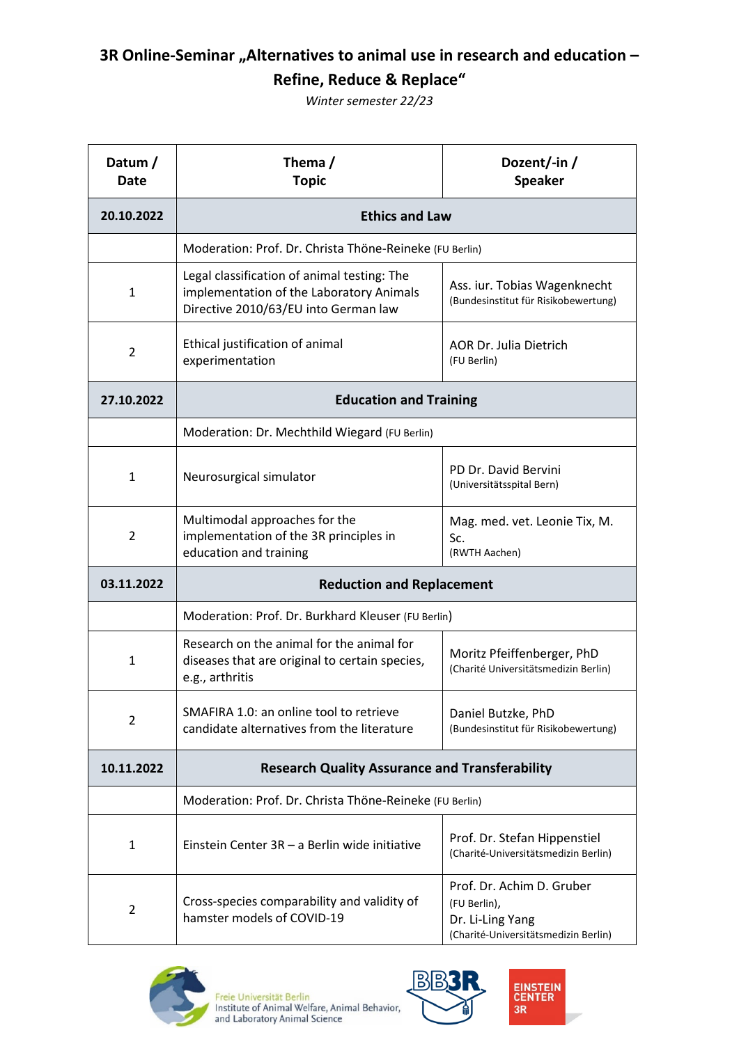# 3R Online-Seminar „Alternatives to animal use in research and education – Refine, Reduce & Replace“

*Winter semester 22/23*

| Datum / Date | Thema / Topic | Dozent/-in / Speaker |
|---|---|---|
| **20.10.2022** | **Ethics and Law** | |
| | Moderation: Prof. Dr. Christa Thöne-Reineke (FU Berlin) | |
| 1 | Legal classification of animal testing: The implementation of the Laboratory Animals Directive 2010/63/EU into German law | Ass. iur. Tobias Wagenknecht (Bundesinstitut für Risikobewertung) |
| 2 | Ethical justification of animal experimentation | AOR Dr. Julia Dietrich (FU Berlin) |
| **27.10.2022** | **Education and Training** | |
| | Moderation: Dr. Mechthild Wiegard (FU Berlin) | |
| 1 | Neurosurgical simulator | PD Dr. David Bervini (Universitätsspital Bern) |
| 2 | Multimodal approaches for the implementation of the 3R principles in education and training | Mag. med. vet. Leonie Tix, M. Sc. (RWTH Aachen) |
| **03.11.2022** | **Reduction and Replacement** | |
| | Moderation: Prof. Dr. Burkhard Kleuser (FU Berlin) | |
| 1 | Research on the animal for the animal for diseases that are original to certain species, e.g., arthritis | Moritz Pfeiffenberger, PhD (Charité Universitätsmedizin Berlin) |
| 2 | SMAFIRA 1.0: an online tool to retrieve candidate alternatives from the literature | Daniel Butzke, PhD (Bundesinstitut für Risikobewertung) |
| **10.11.2022** | **Research Quality Assurance and Transferability** | |
| | Moderation: Prof. Dr. Christa Thöne-Reineke (FU Berlin) | |
| 1 | Einstein Center 3R – a Berlin wide initiative | Prof. Dr. Stefan Hippenstiel (Charité-Universitätsmedizin Berlin) |
| 2 | Cross-species comparability and validity of hamster models of COVID-19 | Prof. Dr. Achim D. Gruber (FU Berlin), Dr. Li-Ling Yang (Charité-Universitätsmedizin Berlin) |

Freie Universität Berlin
Institute of Animal Welfare, Animal Behavior, and Laboratory Animal Science

BB3R

EINSTEIN CENTER 3R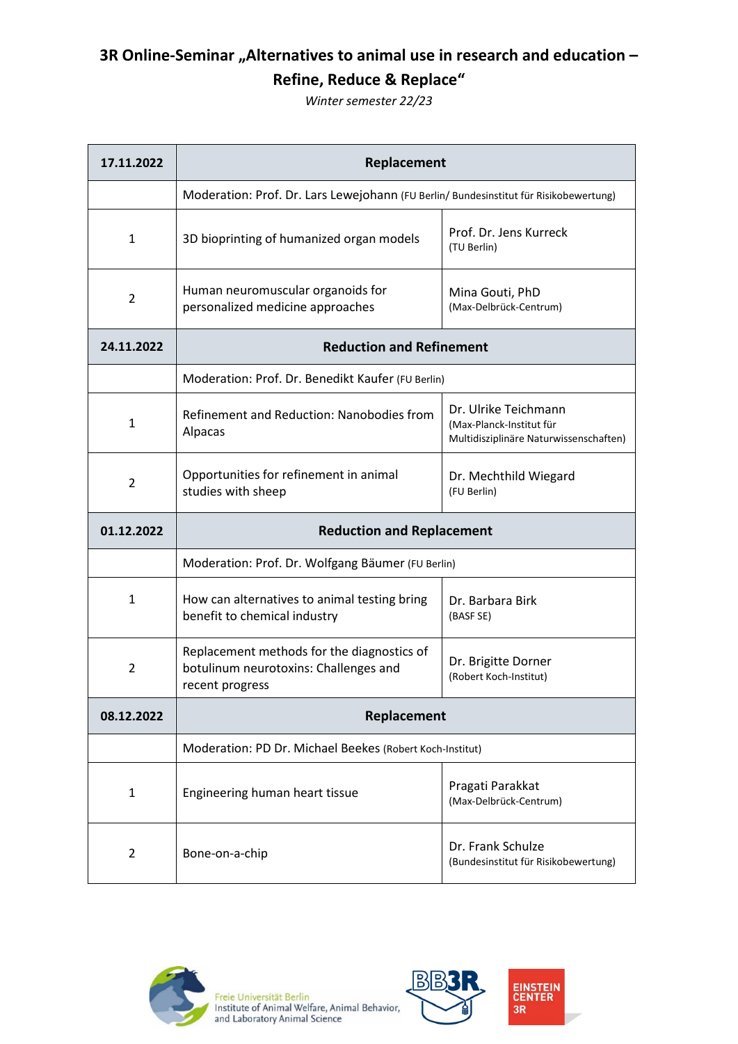# 3R Online-Seminar „Alternatives to animal use in research and education – Refine, Reduce & Replace“

*Winter semester 22/23*

| | | |
|---|---|---|
| **17.11.2022** | **Replacement** | |
| | Moderation: Prof. Dr. Lars Lewejohann (FU Berlin/ Bundesinstitut für Risikobewertung) | |
| 1 | 3D bioprinting of humanized organ models | Prof. Dr. Jens Kurreck (TU Berlin) |
| 2 | Human neuromuscular organoids for personalized medicine approaches | Mina Gouti, PhD (Max-Delbrück-Centrum) |
| **24.11.2022** | **Reduction and Refinement** | |
| | Moderation: Prof. Dr. Benedikt Kaufer (FU Berlin) | |
| 1 | Refinement and Reduction: Nanobodies from Alpacas | Dr. Ulrike Teichmann (Max-Planck-Institut für Multidisziplinäre Naturwissenschaften) |
| 2 | Opportunities for refinement in animal studies with sheep | Dr. Mechthild Wiegard (FU Berlin) |
| **01.12.2022** | **Reduction and Replacement** | |
| | Moderation: Prof. Dr. Wolfgang Bäumer (FU Berlin) | |
| 1 | How can alternatives to animal testing bring benefit to chemical industry | Dr. Barbara Birk (BASF SE) |
| 2 | Replacement methods for the diagnostics of botulinum neurotoxins: Challenges and recent progress | Dr. Brigitte Dorner (Robert Koch-Institut) |
| **08.12.2022** | **Replacement** | |
| | Moderation: PD Dr. Michael Beekes (Robert Koch-Institut) | |
| 1 | Engineering human heart tissue | Pragati Parakkat (Max-Delbrück-Centrum) |
| 2 | Bone-on-a-chip | Dr. Frank Schulze (Bundesinstitut für Risikobewertung) |

Freie Universität Berlin
Institute of Animal Welfare, Animal Behavior, and Laboratory Animal Science

BB3R

EINSTEIN CENTER 3R